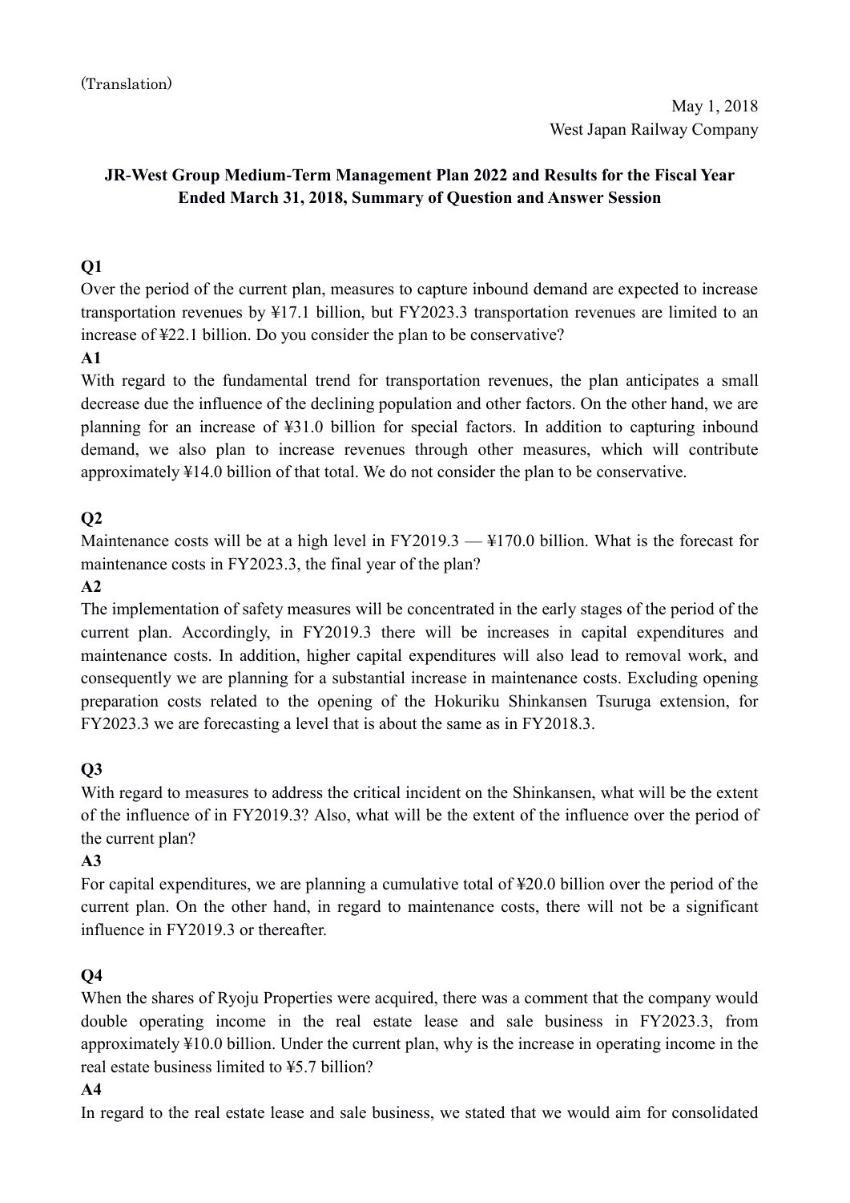(Translation)

May 1, 2018
West Japan Railway Company

**JR-West Group Medium-Term Management Plan 2022 and Results for the Fiscal Year Ended March 31, 2018, Summary of Question and Answer Session**

**Q1**

Over the period of the current plan, measures to capture inbound demand are expected to increase transportation revenues by ¥17.1 billion, but FY2023.3 transportation revenues are limited to an increase of ¥22.1 billion. Do you consider the plan to be conservative?

**A1**

With regard to the fundamental trend for transportation revenues, the plan anticipates a small decrease due the influence of the declining population and other factors. On the other hand, we are planning for an increase of ¥31.0 billion for special factors. In addition to capturing inbound demand, we also plan to increase revenues through other measures, which will contribute approximately ¥14.0 billion of that total. We do not consider the plan to be conservative.

**Q2**

Maintenance costs will be at a high level in FY2019.3 — ¥170.0 billion. What is the forecast for maintenance costs in FY2023.3, the final year of the plan?

**A2**

The implementation of safety measures will be concentrated in the early stages of the period of the current plan. Accordingly, in FY2019.3 there will be increases in capital expenditures and maintenance costs. In addition, higher capital expenditures will also lead to removal work, and consequently we are planning for a substantial increase in maintenance costs. Excluding opening preparation costs related to the opening of the Hokuriku Shinkansen Tsuruga extension, for FY2023.3 we are forecasting a level that is about the same as in FY2018.3.

**Q3**

With regard to measures to address the critical incident on the Shinkansen, what will be the extent of the influence of in FY2019.3? Also, what will be the extent of the influence over the period of the current plan?

**A3**

For capital expenditures, we are planning a cumulative total of ¥20.0 billion over the period of the current plan. On the other hand, in regard to maintenance costs, there will not be a significant influence in FY2019.3 or thereafter.

**Q4**

When the shares of Ryoju Properties were acquired, there was a comment that the company would double operating income in the real estate lease and sale business in FY2023.3, from approximately ¥10.0 billion. Under the current plan, why is the increase in operating income in the real estate business limited to ¥5.7 billion?

**A4**

In regard to the real estate lease and sale business, we stated that we would aim for consolidated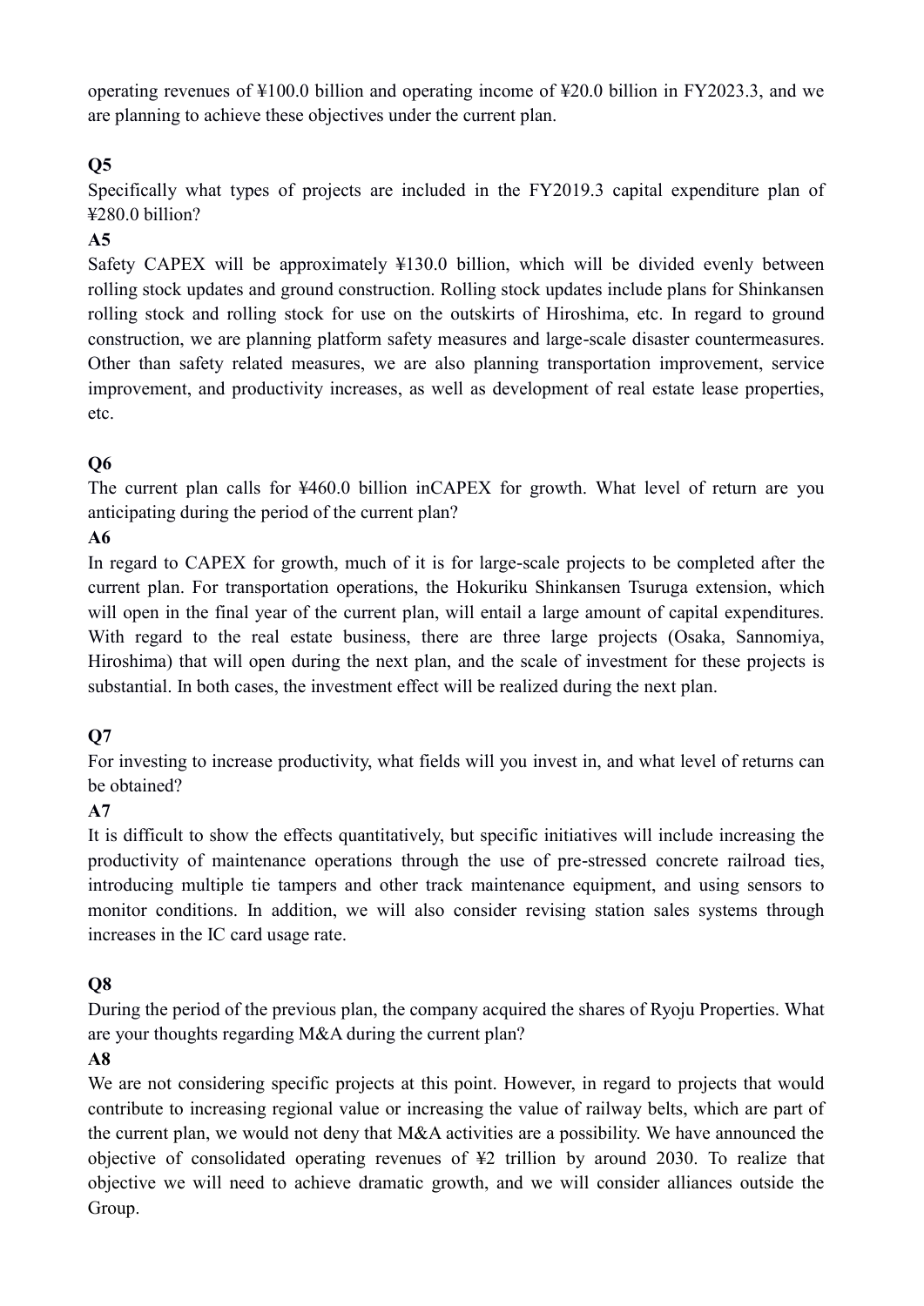operating revenues of ¥100.0 billion and operating income of ¥20.0 billion in FY2023.3, and we are planning to achieve these objectives under the current plan.

**Q5**

Specifically what types of projects are included in the FY2019.3 capital expenditure plan of ¥280.0 billion?

**A5**

Safety CAPEX will be approximately ¥130.0 billion, which will be divided evenly between rolling stock updates and ground construction. Rolling stock updates include plans for Shinkansen rolling stock and rolling stock for use on the outskirts of Hiroshima, etc. In regard to ground construction, we are planning platform safety measures and large-scale disaster countermeasures. Other than safety related measures, we are also planning transportation improvement, service improvement, and productivity increases, as well as development of real estate lease properties, etc.

**Q6**

The current plan calls for ¥460.0 billion inCAPEX for growth. What level of return are you anticipating during the period of the current plan?

**A6**

In regard to CAPEX for growth, much of it is for large-scale projects to be completed after the current plan. For transportation operations, the Hokuriku Shinkansen Tsuruga extension, which will open in the final year of the current plan, will entail a large amount of capital expenditures. With regard to the real estate business, there are three large projects (Osaka, Sannomiya, Hiroshima) that will open during the next plan, and the scale of investment for these projects is substantial. In both cases, the investment effect will be realized during the next plan.

**Q7**

For investing to increase productivity, what fields will you invest in, and what level of returns can be obtained?

**A7**

It is difficult to show the effects quantitatively, but specific initiatives will include increasing the productivity of maintenance operations through the use of pre-stressed concrete railroad ties, introducing multiple tie tampers and other track maintenance equipment, and using sensors to monitor conditions. In addition, we will also consider revising station sales systems through increases in the IC card usage rate.

**Q8**

During the period of the previous plan, the company acquired the shares of Ryoju Properties. What are your thoughts regarding M&A during the current plan?

**A8**

We are not considering specific projects at this point. However, in regard to projects that would contribute to increasing regional value or increasing the value of railway belts, which are part of the current plan, we would not deny that M&A activities are a possibility. We have announced the objective of consolidated operating revenues of ¥2 trillion by around 2030. To realize that objective we will need to achieve dramatic growth, and we will consider alliances outside the Group.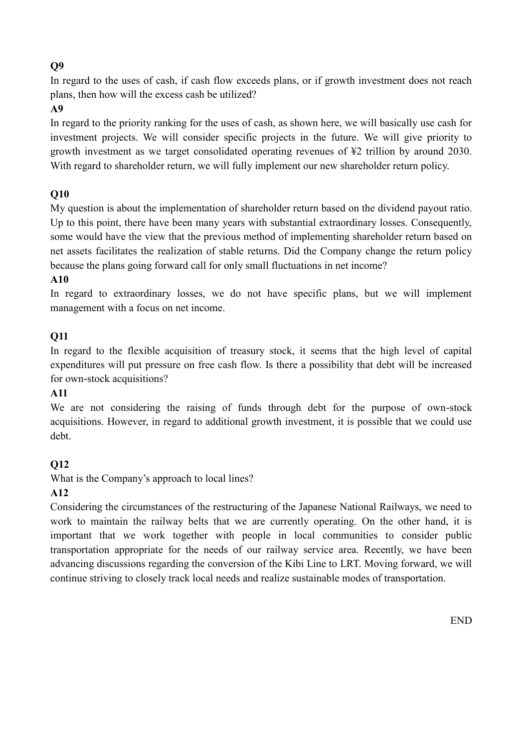**Q9**

In regard to the uses of cash, if cash flow exceeds plans, or if growth investment does not reach plans, then how will the excess cash be utilized?

**A9**

In regard to the priority ranking for the uses of cash, as shown here, we will basically use cash for investment projects. We will consider specific projects in the future. We will give priority to growth investment as we target consolidated operating revenues of ¥2 trillion by around 2030. With regard to shareholder return, we will fully implement our new shareholder return policy.

**Q10**

My question is about the implementation of shareholder return based on the dividend payout ratio. Up to this point, there have been many years with substantial extraordinary losses. Consequently, some would have the view that the previous method of implementing shareholder return based on net assets facilitates the realization of stable returns. Did the Company change the return policy because the plans going forward call for only small fluctuations in net income?

**A10**

In regard to extraordinary losses, we do not have specific plans, but we will implement management with a focus on net income.

**Q11**

In regard to the flexible acquisition of treasury stock, it seems that the high level of capital expenditures will put pressure on free cash flow. Is there a possibility that debt will be increased for own-stock acquisitions?

**A11**

We are not considering the raising of funds through debt for the purpose of own-stock acquisitions. However, in regard to additional growth investment, it is possible that we could use debt.

**Q12**

What is the Company's approach to local lines?

**A12**

Considering the circumstances of the restructuring of the Japanese National Railways, we need to work to maintain the railway belts that we are currently operating. On the other hand, it is important that we work together with people in local communities to consider public transportation appropriate for the needs of our railway service area. Recently, we have been advancing discussions regarding the conversion of the Kibi Line to LRT. Moving forward, we will continue striving to closely track local needs and realize sustainable modes of transportation.

END